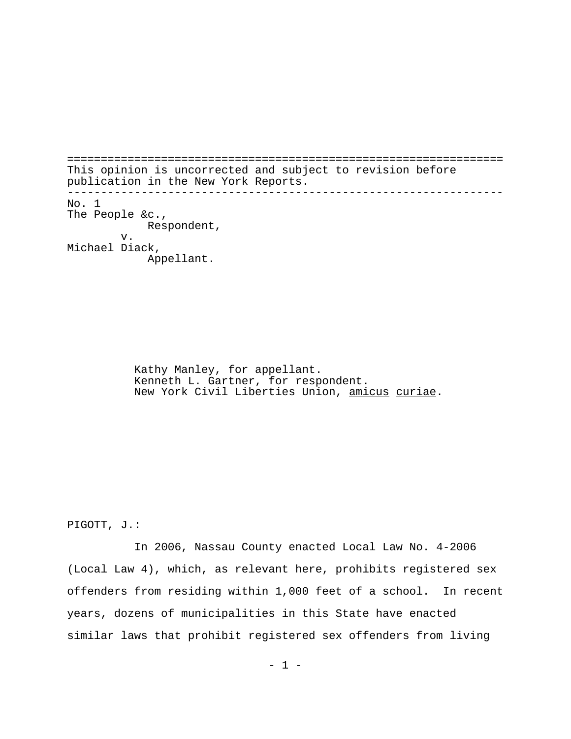=================================================================
This opinion is uncorrected and subject to revision before publication in the New York Reports.

-----------------------------------------------------------------

No. 1
The People &c.,
 Respondent,
 v.
Michael Diack,
 Appellant.

Kathy Manley, for appellant.
Kenneth L. Gartner, for respondent.
New York Civil Liberties Union, amicus curiae.

PIGOTT, J.:

In 2006, Nassau County enacted Local Law No. 4-2006 (Local Law 4), which, as relevant here, prohibits registered sex offenders from residing within 1,000 feet of a school. In recent years, dozens of municipalities in this State have enacted similar laws that prohibit registered sex offenders from living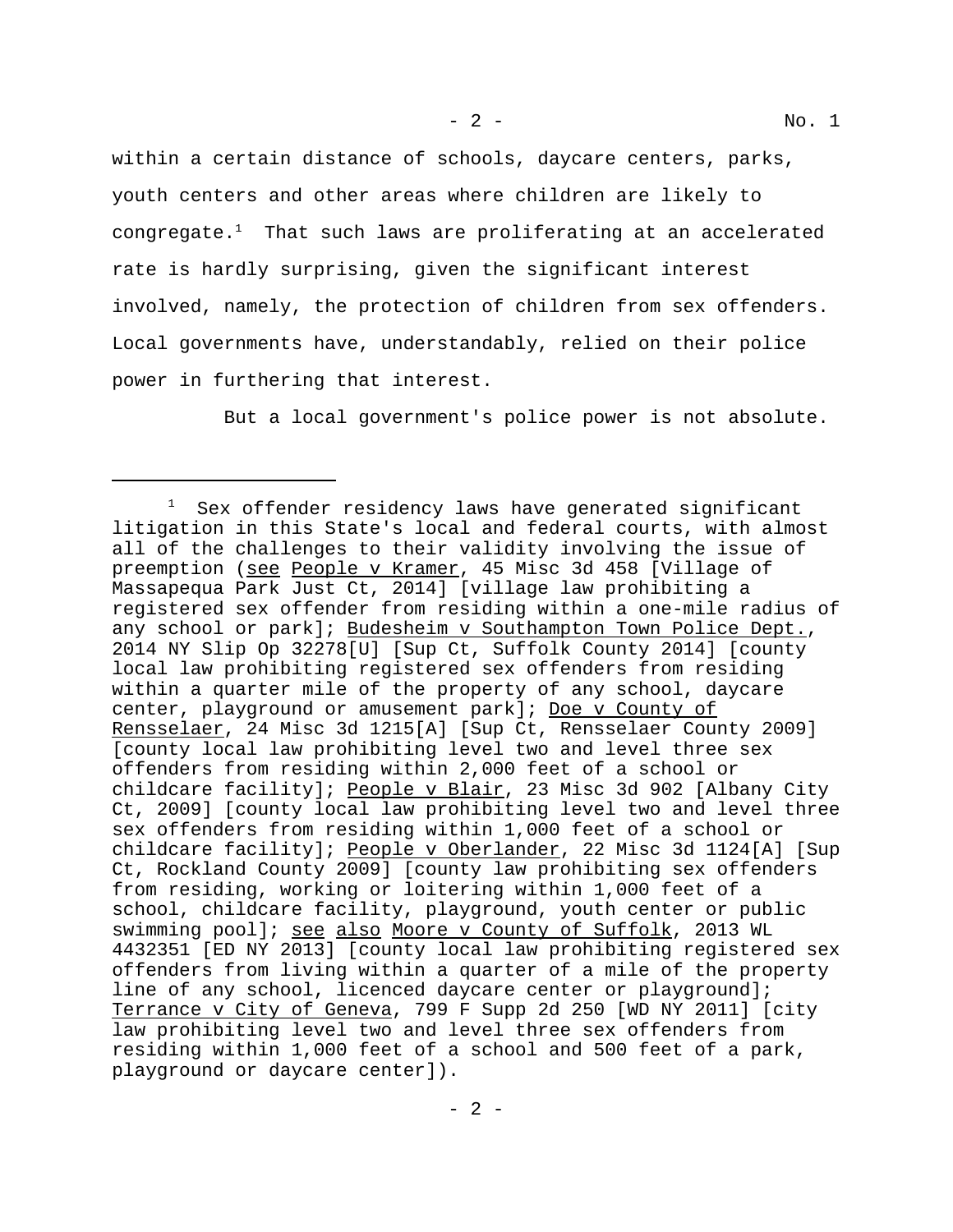within a certain distance of schools, daycare centers, parks, youth centers and other areas where children are likely to congregate.[1] That such laws are proliferating at an accelerated rate is hardly surprising, given the significant interest involved, namely, the protection of children from sex offenders. Local governments have, understandably, relied on their police power in furthering that interest.

But a local government's police power is not absolute.

---

[1] Sex offender residency laws have generated significant litigation in this State's local and federal courts, with almost all of the challenges to their validity involving the issue of preemption (see People v Kramer, 45 Misc 3d 458 [Village of Massapequa Park Just Ct, 2014] [village law prohibiting a registered sex offender from residing within a one-mile radius of any school or park]; Budesheim v Southampton Town Police Dept., 2014 NY Slip Op 32278[U] [Sup Ct, Suffolk County 2014] [county local law prohibiting registered sex offenders from residing within a quarter mile of the property of any school, daycare center, playground or amusement park]; Doe v County of Rensselaer, 24 Misc 3d 1215[A] [Sup Ct, Rensselaer County 2009] [county local law prohibiting level two and level three sex offenders from residing within 2,000 feet of a school or childcare facility]; People v Blair, 23 Misc 3d 902 [Albany City Ct, 2009] [county local law prohibiting level two and level three sex offenders from residing within 1,000 feet of a school or childcare facility]; People v Oberlander, 22 Misc 3d 1124[A] [Sup Ct, Rockland County 2009] [county law prohibiting sex offenders from residing, working or loitering within 1,000 feet of a school, childcare facility, playground, youth center or public swimming pool]; see also Moore v County of Suffolk, 2013 WL 4432351 [ED NY 2013] [county local law prohibiting registered sex offenders from living within a quarter of a mile of the property line of any school, licenced daycare center or playground]; Terrance v City of Geneva, 799 F Supp 2d 250 [WD NY 2011] [city law prohibiting level two and level three sex offenders from residing within 1,000 feet of a school and 500 feet of a park, playground or daycare center]).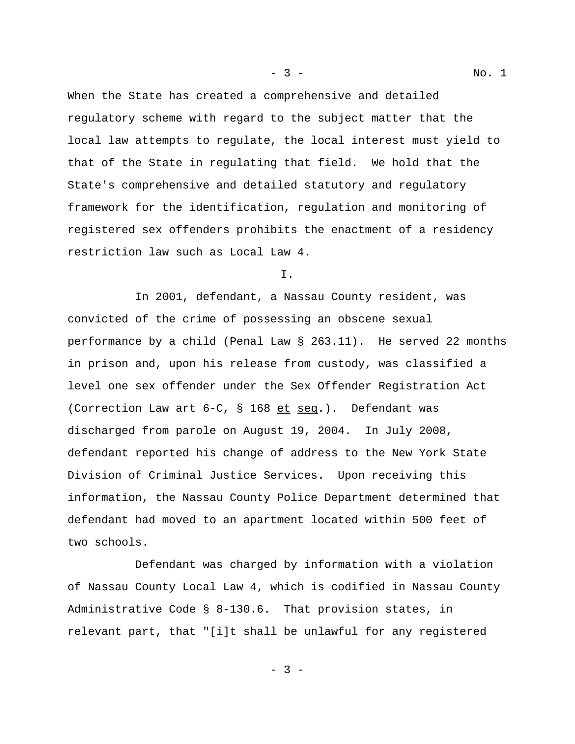When the State has created a comprehensive and detailed regulatory scheme with regard to the subject matter that the local law attempts to regulate, the local interest must yield to that of the State in regulating that field. We hold that the State's comprehensive and detailed statutory and regulatory framework for the identification, regulation and monitoring of registered sex offenders prohibits the enactment of a residency restriction law such as Local Law 4.

I.

In 2001, defendant, a Nassau County resident, was convicted of the crime of possessing an obscene sexual performance by a child (Penal Law § 263.11). He served 22 months in prison and, upon his release from custody, was classified a level one sex offender under the Sex Offender Registration Act (Correction Law art 6-C, § 168 et seq.). Defendant was discharged from parole on August 19, 2004. In July 2008, defendant reported his change of address to the New York State Division of Criminal Justice Services. Upon receiving this information, the Nassau County Police Department determined that defendant had moved to an apartment located within 500 feet of two schools.

Defendant was charged by information with a violation of Nassau County Local Law 4, which is codified in Nassau County Administrative Code § 8-130.6. That provision states, in relevant part, that "[i]t shall be unlawful for any registered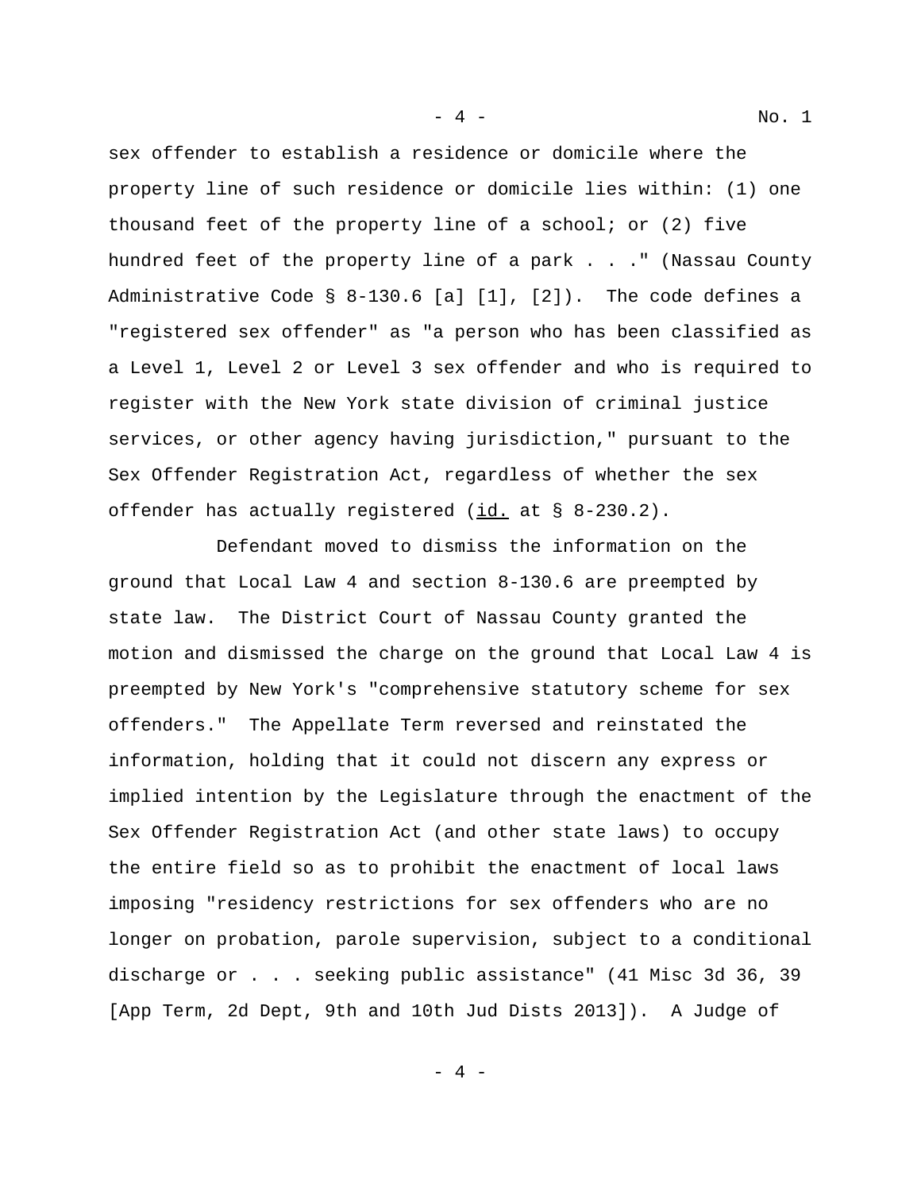sex offender to establish a residence or domicile where the property line of such residence or domicile lies within: (1) one thousand feet of the property line of a school; or (2) five hundred feet of the property line of a park . . ." (Nassau County Administrative Code § 8-130.6 [a] [1], [2]). The code defines a "registered sex offender" as "a person who has been classified as a Level 1, Level 2 or Level 3 sex offender and who is required to register with the New York state division of criminal justice services, or other agency having jurisdiction," pursuant to the Sex Offender Registration Act, regardless of whether the sex offender has actually registered (id. at § 8-230.2).

Defendant moved to dismiss the information on the ground that Local Law 4 and section 8-130.6 are preempted by state law. The District Court of Nassau County granted the motion and dismissed the charge on the ground that Local Law 4 is preempted by New York's "comprehensive statutory scheme for sex offenders." The Appellate Term reversed and reinstated the information, holding that it could not discern any express or implied intention by the Legislature through the enactment of the Sex Offender Registration Act (and other state laws) to occupy the entire field so as to prohibit the enactment of local laws imposing "residency restrictions for sex offenders who are no longer on probation, parole supervision, subject to a conditional discharge or . . . seeking public assistance" (41 Misc 3d 36, 39 [App Term, 2d Dept, 9th and 10th Jud Dists 2013]). A Judge of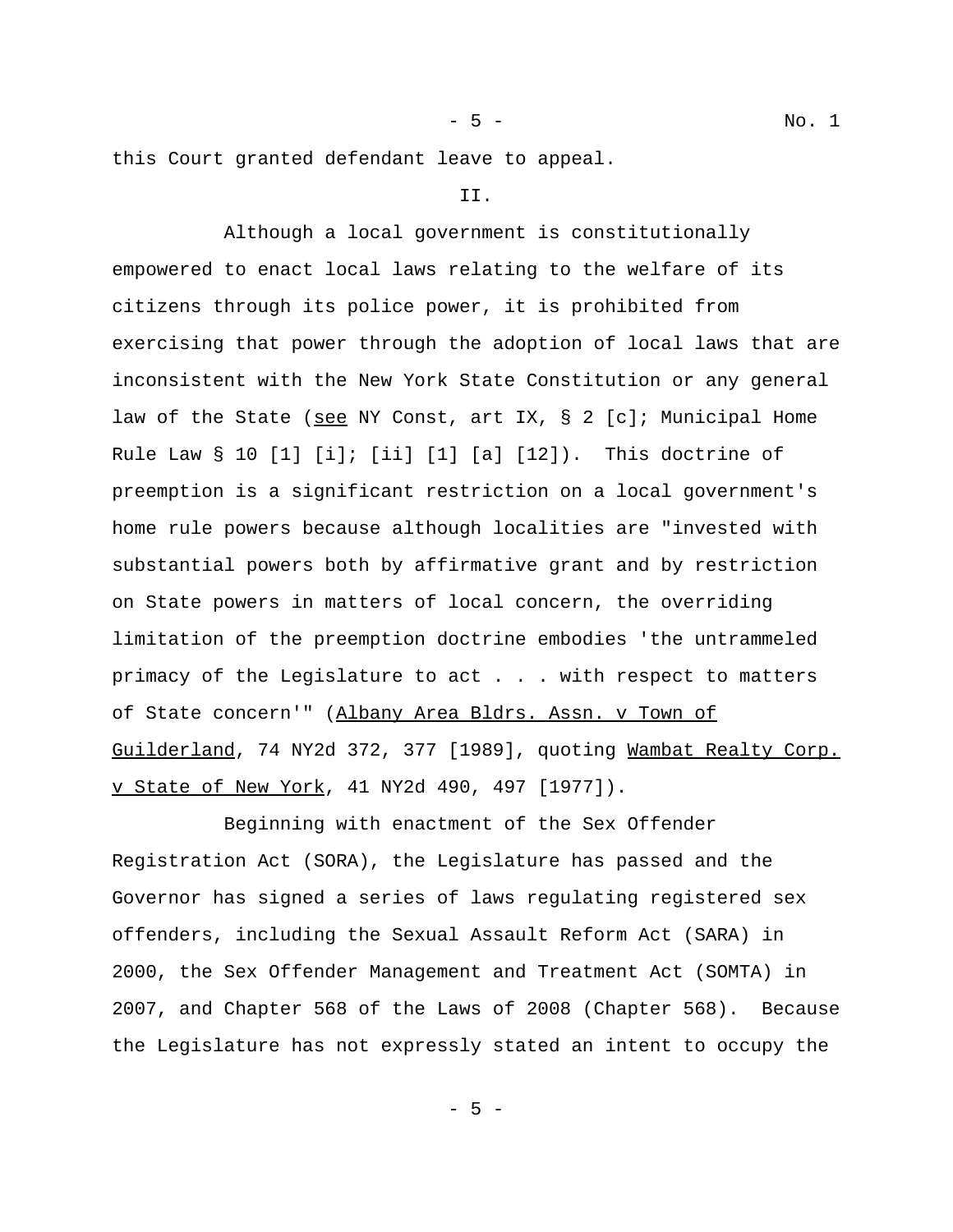this Court granted defendant leave to appeal.

II.

Although a local government is constitutionally empowered to enact local laws relating to the welfare of its citizens through its police power, it is prohibited from exercising that power through the adoption of local laws that are inconsistent with the New York State Constitution or any general law of the State (see NY Const, art IX, § 2 [c]; Municipal Home Rule Law § 10 [1] [i]; [ii] [1] [a] [12]). This doctrine of preemption is a significant restriction on a local government's home rule powers because although localities are "invested with substantial powers both by affirmative grant and by restriction on State powers in matters of local concern, the overriding limitation of the preemption doctrine embodies 'the untrammeled primacy of the Legislature to act . . . with respect to matters of State concern'" (Albany Area Bldrs. Assn. v Town of Guilderland, 74 NY2d 372, 377 [1989], quoting Wambat Realty Corp. v State of New York, 41 NY2d 490, 497 [1977]).

Beginning with enactment of the Sex Offender Registration Act (SORA), the Legislature has passed and the Governor has signed a series of laws regulating registered sex offenders, including the Sexual Assault Reform Act (SARA) in 2000, the Sex Offender Management and Treatment Act (SOMTA) in 2007, and Chapter 568 of the Laws of 2008 (Chapter 568). Because the Legislature has not expressly stated an intent to occupy the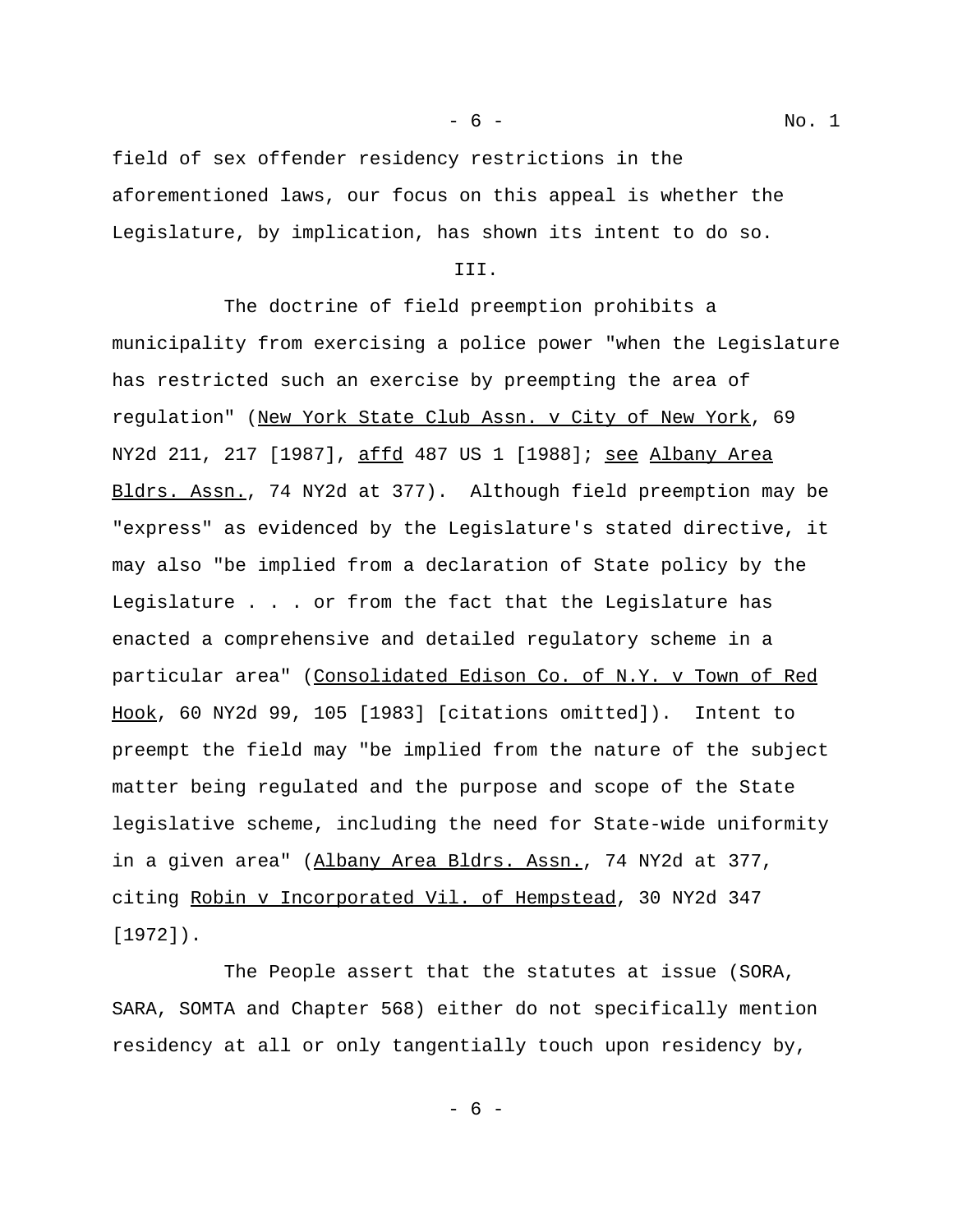field of sex offender residency restrictions in the aforementioned laws, our focus on this appeal is whether the Legislature, by implication, has shown its intent to do so.

III.

The doctrine of field preemption prohibits a municipality from exercising a police power "when the Legislature has restricted such an exercise by preempting the area of regulation" (New York State Club Assn. v City of New York, 69 NY2d 211, 217 [1987], affd 487 US 1 [1988]; see Albany Area Bldrs. Assn., 74 NY2d at 377). Although field preemption may be "express" as evidenced by the Legislature's stated directive, it may also "be implied from a declaration of State policy by the Legislature . . . or from the fact that the Legislature has enacted a comprehensive and detailed regulatory scheme in a particular area" (Consolidated Edison Co. of N.Y. v Town of Red Hook, 60 NY2d 99, 105 [1983] [citations omitted]). Intent to preempt the field may "be implied from the nature of the subject matter being regulated and the purpose and scope of the State legislative scheme, including the need for State-wide uniformity in a given area" (Albany Area Bldrs. Assn., 74 NY2d at 377, citing Robin v Incorporated Vil. of Hempstead, 30 NY2d 347 [1972]).

The People assert that the statutes at issue (SORA, SARA, SOMTA and Chapter 568) either do not specifically mention residency at all or only tangentially touch upon residency by,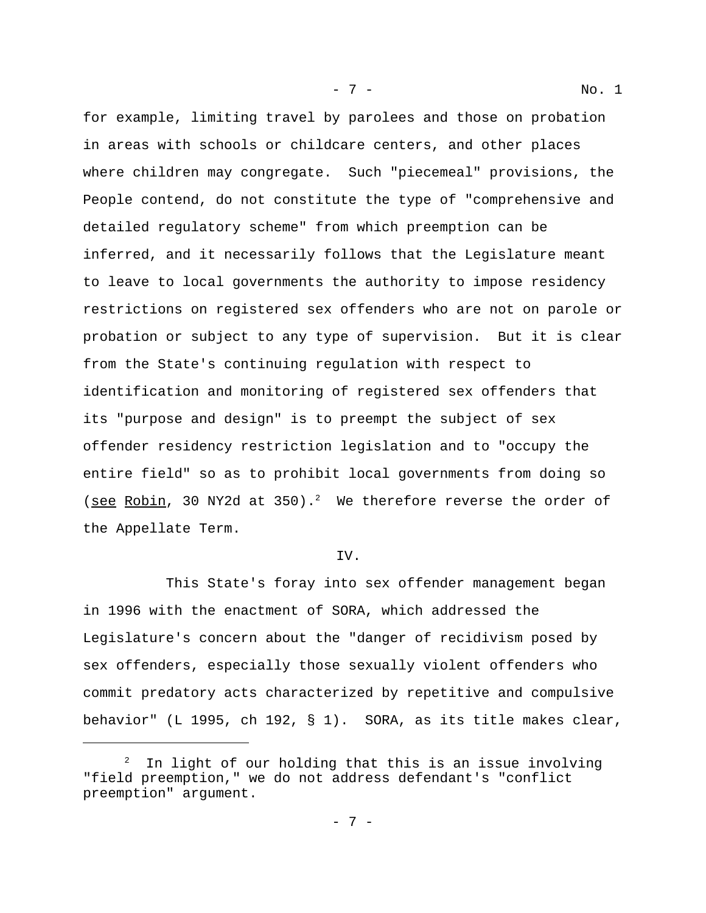for example, limiting travel by parolees and those on probation in areas with schools or childcare centers, and other places where children may congregate. Such "piecemeal" provisions, the People contend, do not constitute the type of "comprehensive and detailed regulatory scheme" from which preemption can be inferred, and it necessarily follows that the Legislature meant to leave to local governments the authority to impose residency restrictions on registered sex offenders who are not on parole or probation or subject to any type of supervision. But it is clear from the State's continuing regulation with respect to identification and monitoring of registered sex offenders that its "purpose and design" is to preempt the subject of sex offender residency restriction legislation and to "occupy the entire field" so as to prohibit local governments from doing so (see Robin, 30 NY2d at 350).[2] We therefore reverse the order of the Appellate Term.

IV.

This State's foray into sex offender management began in 1996 with the enactment of SORA, which addressed the Legislature's concern about the "danger of recidivism posed by sex offenders, especially those sexually violent offenders who commit predatory acts characterized by repetitive and compulsive behavior" (L 1995, ch 192, § 1). SORA, as its title makes clear,

---

[2] In light of our holding that this is an issue involving "field preemption," we do not address defendant's "conflict preemption" argument.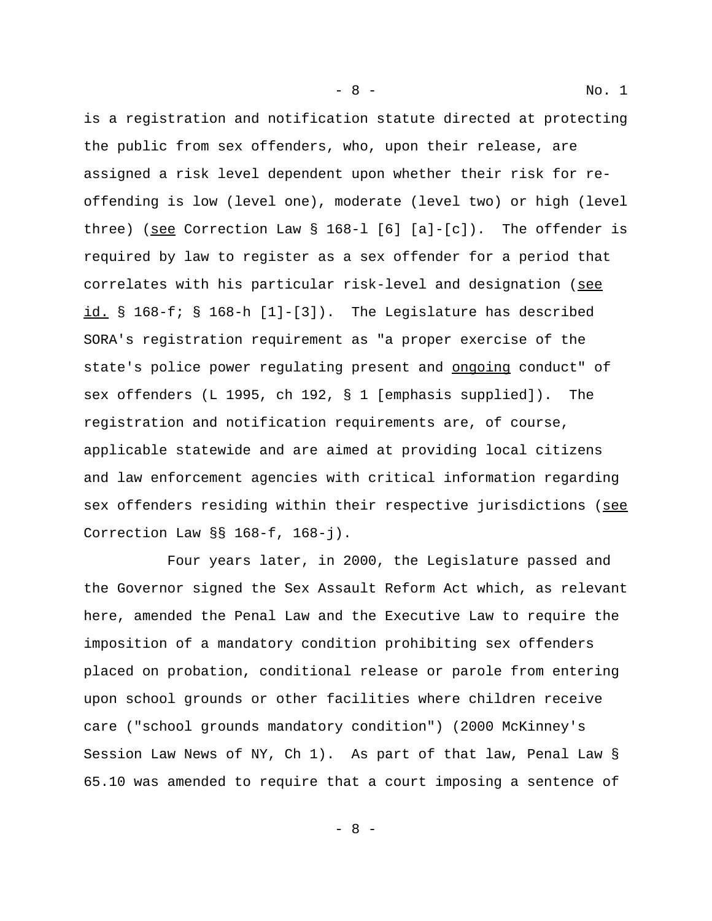is a registration and notification statute directed at protecting the public from sex offenders, who, upon their release, are assigned a risk level dependent upon whether their risk for re-offending is low (level one), moderate (level two) or high (level three) (see Correction Law § 168-l [6] [a]-[c]). The offender is required by law to register as a sex offender for a period that correlates with his particular risk-level and designation (see id. § 168-f; § 168-h [1]-[3]). The Legislature has described SORA's registration requirement as "a proper exercise of the state's police power regulating present and ongoing conduct" of sex offenders (L 1995, ch 192, § 1 [emphasis supplied]). The registration and notification requirements are, of course, applicable statewide and are aimed at providing local citizens and law enforcement agencies with critical information regarding sex offenders residing within their respective jurisdictions (see Correction Law §§ 168-f, 168-j).

Four years later, in 2000, the Legislature passed and the Governor signed the Sex Assault Reform Act which, as relevant here, amended the Penal Law and the Executive Law to require the imposition of a mandatory condition prohibiting sex offenders placed on probation, conditional release or parole from entering upon school grounds or other facilities where children receive care ("school grounds mandatory condition") (2000 McKinney's Session Law News of NY, Ch 1). As part of that law, Penal Law § 65.10 was amended to require that a court imposing a sentence of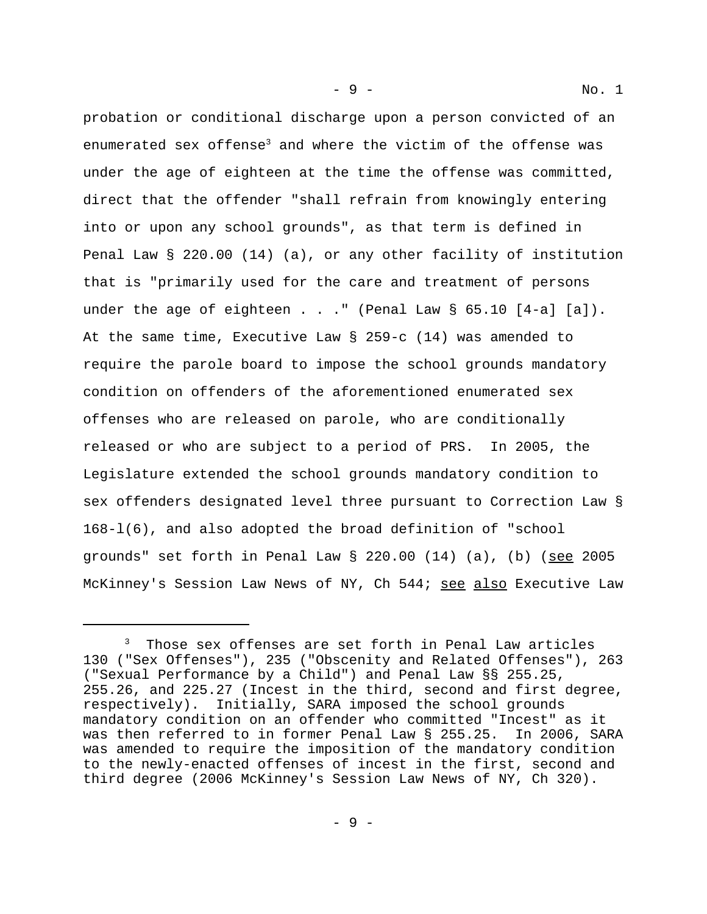probation or conditional discharge upon a person convicted of an enumerated sex offense[3] and where the victim of the offense was under the age of eighteen at the time the offense was committed, direct that the offender "shall refrain from knowingly entering into or upon any school grounds", as that term is defined in Penal Law § 220.00 (14) (a), or any other facility of institution that is "primarily used for the care and treatment of persons under the age of eighteen . . ." (Penal Law § 65.10 [4-a] [a]). At the same time, Executive Law § 259-c (14) was amended to require the parole board to impose the school grounds mandatory condition on offenders of the aforementioned enumerated sex offenses who are released on parole, who are conditionally released or who are subject to a period of PRS. In 2005, the Legislature extended the school grounds mandatory condition to sex offenders designated level three pursuant to Correction Law § 168-l(6), and also adopted the broad definition of "school grounds" set forth in Penal Law § 220.00 (14) (a), (b) (see 2005 McKinney's Session Law News of NY, Ch 544; see also Executive Law

---

[3] Those sex offenses are set forth in Penal Law articles 130 ("Sex Offenses"), 235 ("Obscenity and Related Offenses"), 263 ("Sexual Performance by a Child") and Penal Law §§ 255.25, 255.26, and 225.27 (Incest in the third, second and first degree, respectively). Initially, SARA imposed the school grounds mandatory condition on an offender who committed "Incest" as it was then referred to in former Penal Law § 255.25. In 2006, SARA was amended to require the imposition of the mandatory condition to the newly-enacted offenses of incest in the first, second and third degree (2006 McKinney's Session Law News of NY, Ch 320).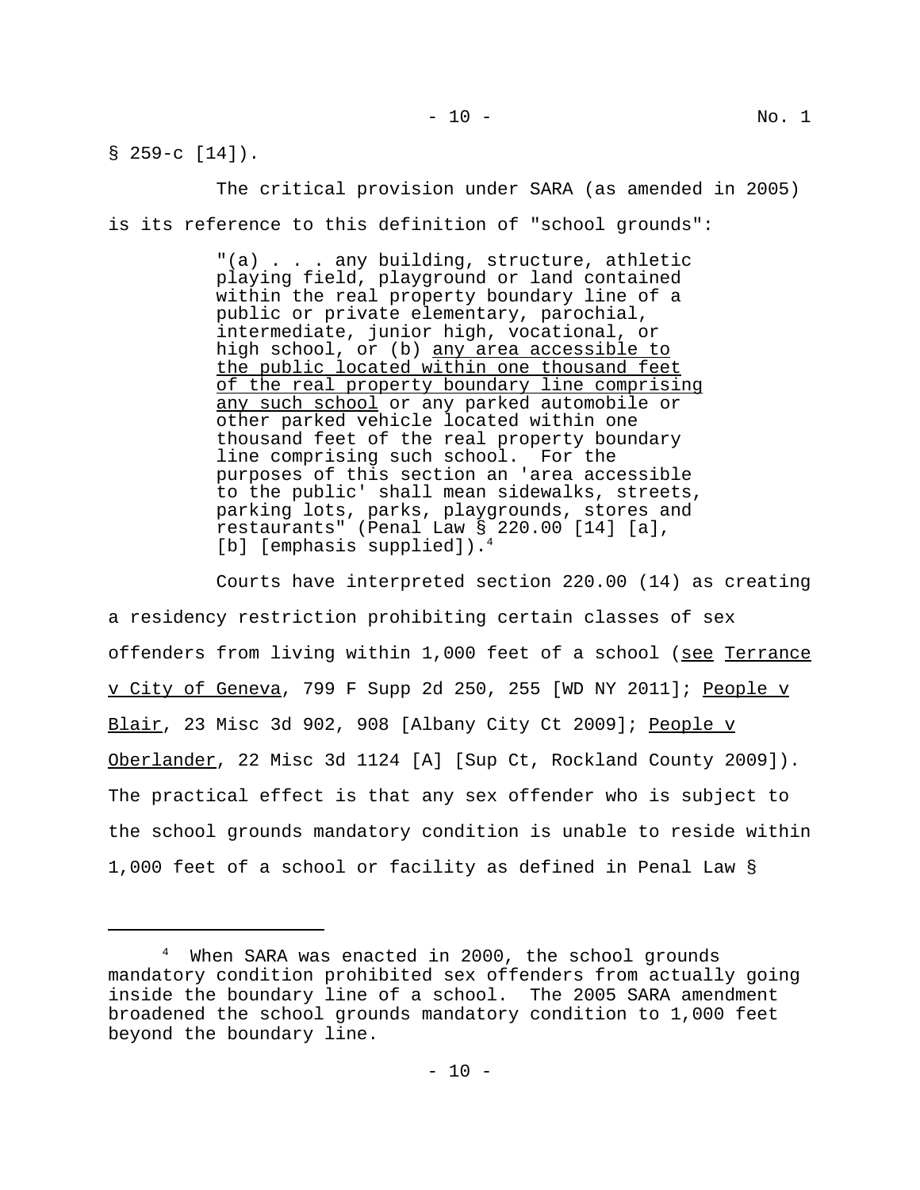§ 259-c [14]).

The critical provision under SARA (as amended in 2005) is its reference to this definition of "school grounds":

> "(a) . . . any building, structure, athletic playing field, playground or land contained within the real property boundary line of a public or private elementary, parochial, intermediate, junior high, vocational, or high school, or (b) <u>any area accessible to the public located within one thousand feet of the real property boundary line comprising any such school</u> or any parked automobile or other parked vehicle located within one thousand feet of the real property boundary line comprising such school. For the purposes of this section an 'area accessible to the public' shall mean sidewalks, streets, parking lots, parks, playgrounds, stores and restaurants" (Penal Law § 220.00 [14] [a], [b] [emphasis supplied]).[4]

Courts have interpreted section 220.00 (14) as creating a residency restriction prohibiting certain classes of sex offenders from living within 1,000 feet of a school (<u>see</u> <u>Terrance v City of Geneva</u>, 799 F Supp 2d 250, 255 [WD NY 2011]; <u>People v Blair</u>, 23 Misc 3d 902, 908 [Albany City Ct 2009]; <u>People v Oberlander</u>, 22 Misc 3d 1124 [A] [Sup Ct, Rockland County 2009]). The practical effect is that any sex offender who is subject to the school grounds mandatory condition is unable to reside within 1,000 feet of a school or facility as defined in Penal Law §

---

[4] When SARA was enacted in 2000, the school grounds mandatory condition prohibited sex offenders from actually going inside the boundary line of a school. The 2005 SARA amendment broadened the school grounds mandatory condition to 1,000 feet beyond the boundary line.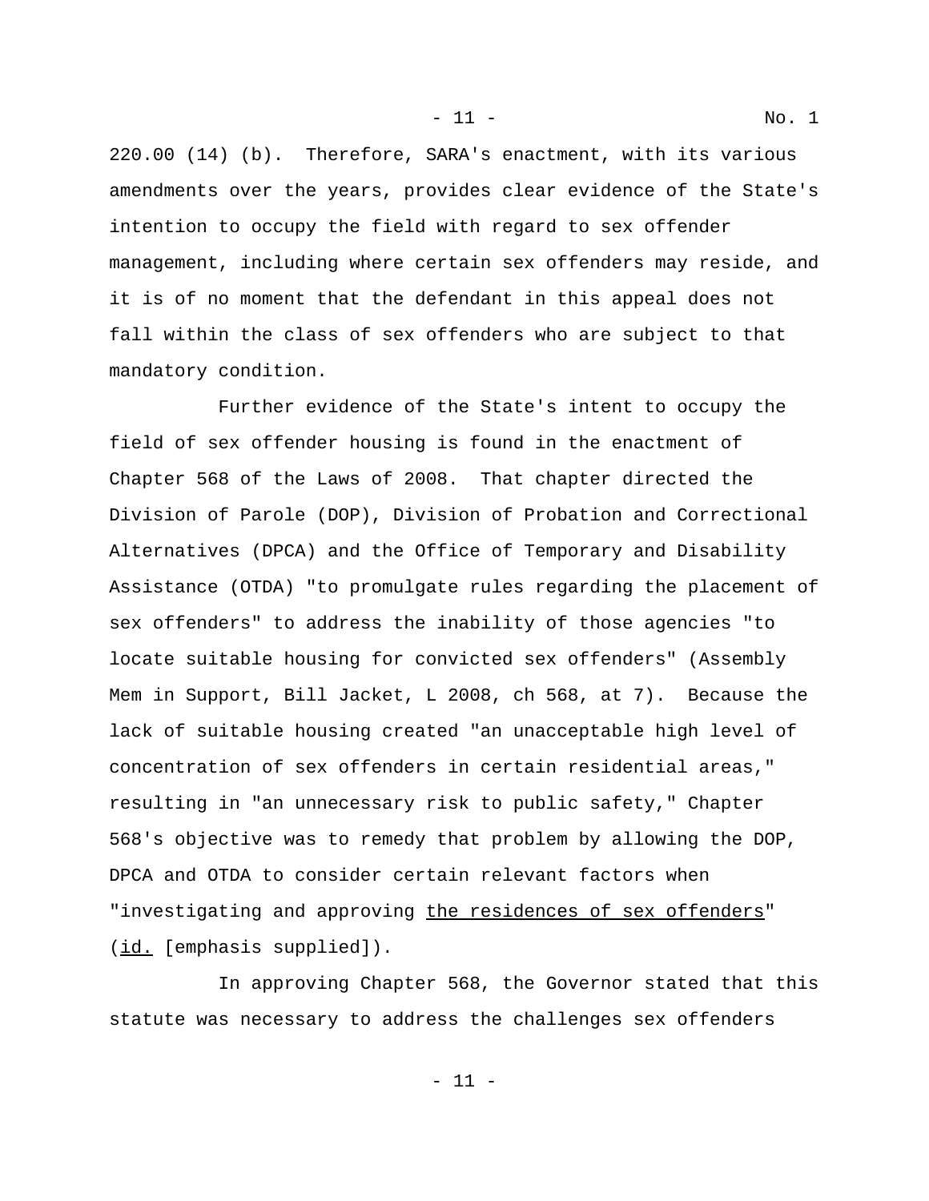220.00 (14) (b). Therefore, SARA's enactment, with its various amendments over the years, provides clear evidence of the State's intention to occupy the field with regard to sex offender management, including where certain sex offenders may reside, and it is of no moment that the defendant in this appeal does not fall within the class of sex offenders who are subject to that mandatory condition.

Further evidence of the State's intent to occupy the field of sex offender housing is found in the enactment of Chapter 568 of the Laws of 2008. That chapter directed the Division of Parole (DOP), Division of Probation and Correctional Alternatives (DPCA) and the Office of Temporary and Disability Assistance (OTDA) "to promulgate rules regarding the placement of sex offenders" to address the inability of those agencies "to locate suitable housing for convicted sex offenders" (Assembly Mem in Support, Bill Jacket, L 2008, ch 568, at 7). Because the lack of suitable housing created "an unacceptable high level of concentration of sex offenders in certain residential areas," resulting in "an unnecessary risk to public safety," Chapter 568's objective was to remedy that problem by allowing the DOP, DPCA and OTDA to consider certain relevant factors when "investigating and approving <u>the residences of sex offenders</u>" (<u>id.</u> [emphasis supplied]).

In approving Chapter 568, the Governor stated that this statute was necessary to address the challenges sex offenders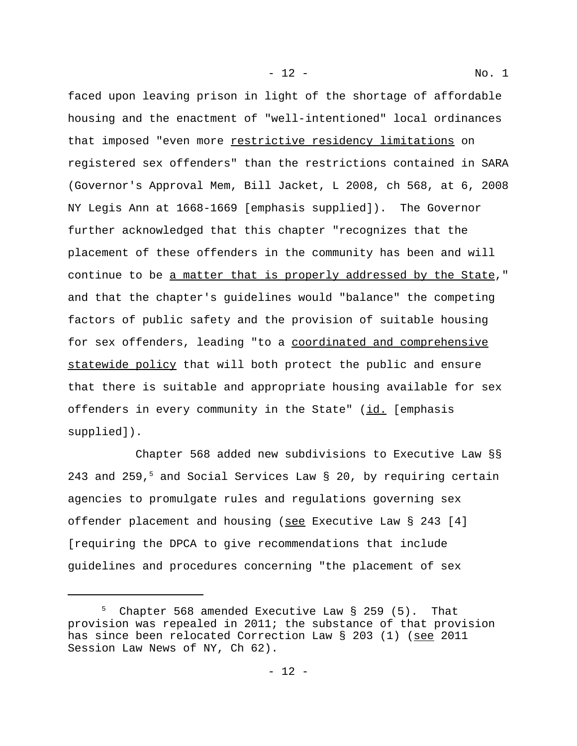faced upon leaving prison in light of the shortage of affordable housing and the enactment of "well-intentioned" local ordinances that imposed "even more <u>restrictive residency limitations</u> on registered sex offenders" than the restrictions contained in SARA (Governor's Approval Mem, Bill Jacket, L 2008, ch 568, at 6, 2008 NY Legis Ann at 1668-1669 [emphasis supplied]). The Governor further acknowledged that this chapter "recognizes that the placement of these offenders in the community has been and will continue to be <u>a matter that is properly addressed by the State</u>," and that the chapter's guidelines would "balance" the competing factors of public safety and the provision of suitable housing for sex offenders, leading "to a <u>coordinated and comprehensive statewide policy</u> that will both protect the public and ensure that there is suitable and appropriate housing available for sex offenders in every community in the State" (<u>id.</u> [emphasis supplied]).

Chapter 568 added new subdivisions to Executive Law §§ 243 and 259,[5] and Social Services Law § 20, by requiring certain agencies to promulgate rules and regulations governing sex offender placement and housing (<u>see</u> Executive Law § 243 [4] [requiring the DPCA to give recommendations that include guidelines and procedures concerning "the placement of sex

---

[5] Chapter 568 amended Executive Law § 259 (5). That provision was repealed in 2011; the substance of that provision has since been relocated Correction Law § 203 (1) (<u>see</u> 2011 Session Law News of NY, Ch 62).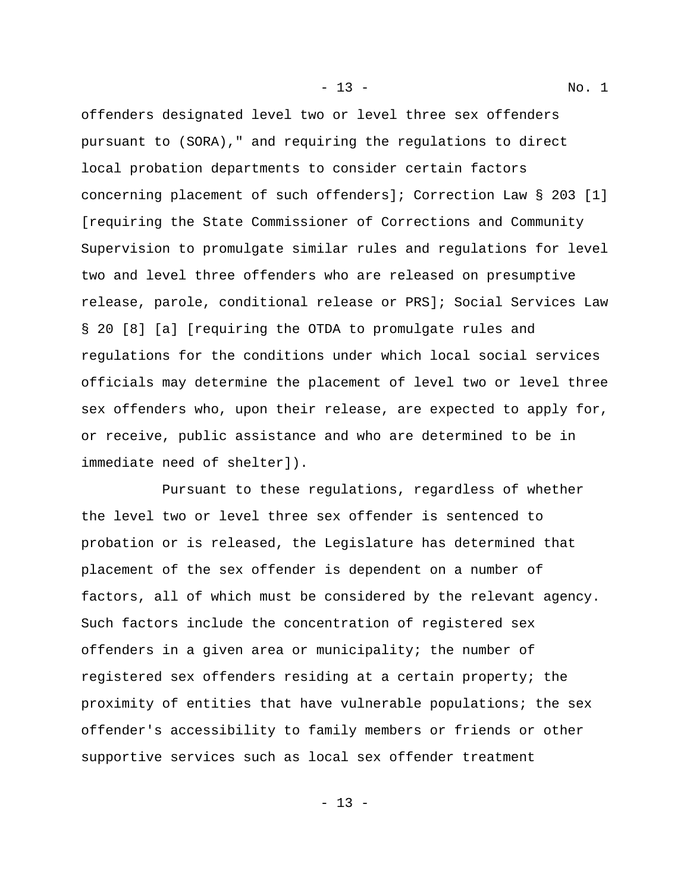offenders designated level two or level three sex offenders pursuant to (SORA)," and requiring the regulations to direct local probation departments to consider certain factors concerning placement of such offenders]; Correction Law § 203 [1] [requiring the State Commissioner of Corrections and Community Supervision to promulgate similar rules and regulations for level two and level three offenders who are released on presumptive release, parole, conditional release or PRS]; Social Services Law § 20 [8] [a] [requiring the OTDA to promulgate rules and regulations for the conditions under which local social services officials may determine the placement of level two or level three sex offenders who, upon their release, are expected to apply for, or receive, public assistance and who are determined to be in immediate need of shelter]).

Pursuant to these regulations, regardless of whether the level two or level three sex offender is sentenced to probation or is released, the Legislature has determined that placement of the sex offender is dependent on a number of factors, all of which must be considered by the relevant agency. Such factors include the concentration of registered sex offenders in a given area or municipality; the number of registered sex offenders residing at a certain property; the proximity of entities that have vulnerable populations; the sex offender's accessibility to family members or friends or other supportive services such as local sex offender treatment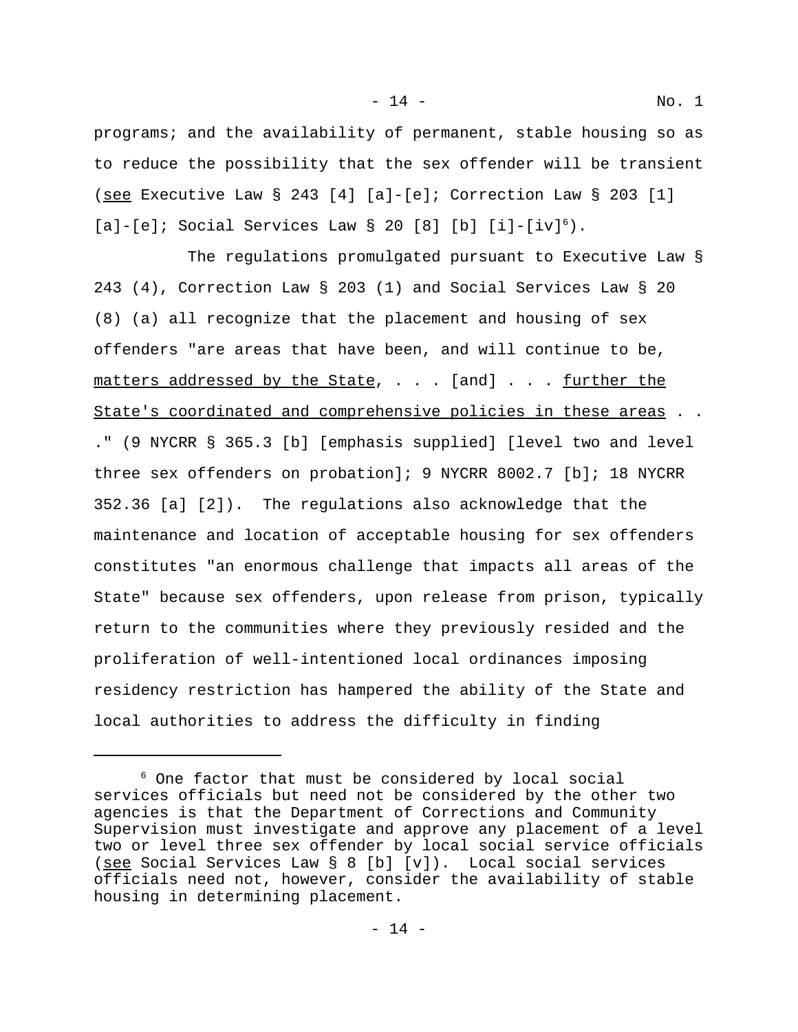programs; and the availability of permanent, stable housing so as to reduce the possibility that the sex offender will be transient (see Executive Law § 243 [4] [a]-[e]; Correction Law § 203 [1] [a]-[e]; Social Services Law § 20 [8] [b] [i]-[iv][6]).

The regulations promulgated pursuant to Executive Law § 243 (4), Correction Law § 203 (1) and Social Services Law § 20 (8) (a) all recognize that the placement and housing of sex offenders "are areas that have been, and will continue to be, matters addressed by the State, . . . [and] . . . further the State's coordinated and comprehensive policies in these areas . . ." (9 NYCRR § 365.3 [b] [emphasis supplied] [level two and level three sex offenders on probation]; 9 NYCRR 8002.7 [b]; 18 NYCRR 352.36 [a] [2]). The regulations also acknowledge that the maintenance and location of acceptable housing for sex offenders constitutes "an enormous challenge that impacts all areas of the State" because sex offenders, upon release from prison, typically return to the communities where they previously resided and the proliferation of well-intentioned local ordinances imposing residency restriction has hampered the ability of the State and local authorities to address the difficulty in finding

---

[6] One factor that must be considered by local social services officials but need not be considered by the other two agencies is that the Department of Corrections and Community Supervision must investigate and approve any placement of a level two or level three sex offender by local social service officials (see Social Services Law § 8 [b] [v]). Local social services officials need not, however, consider the availability of stable housing in determining placement.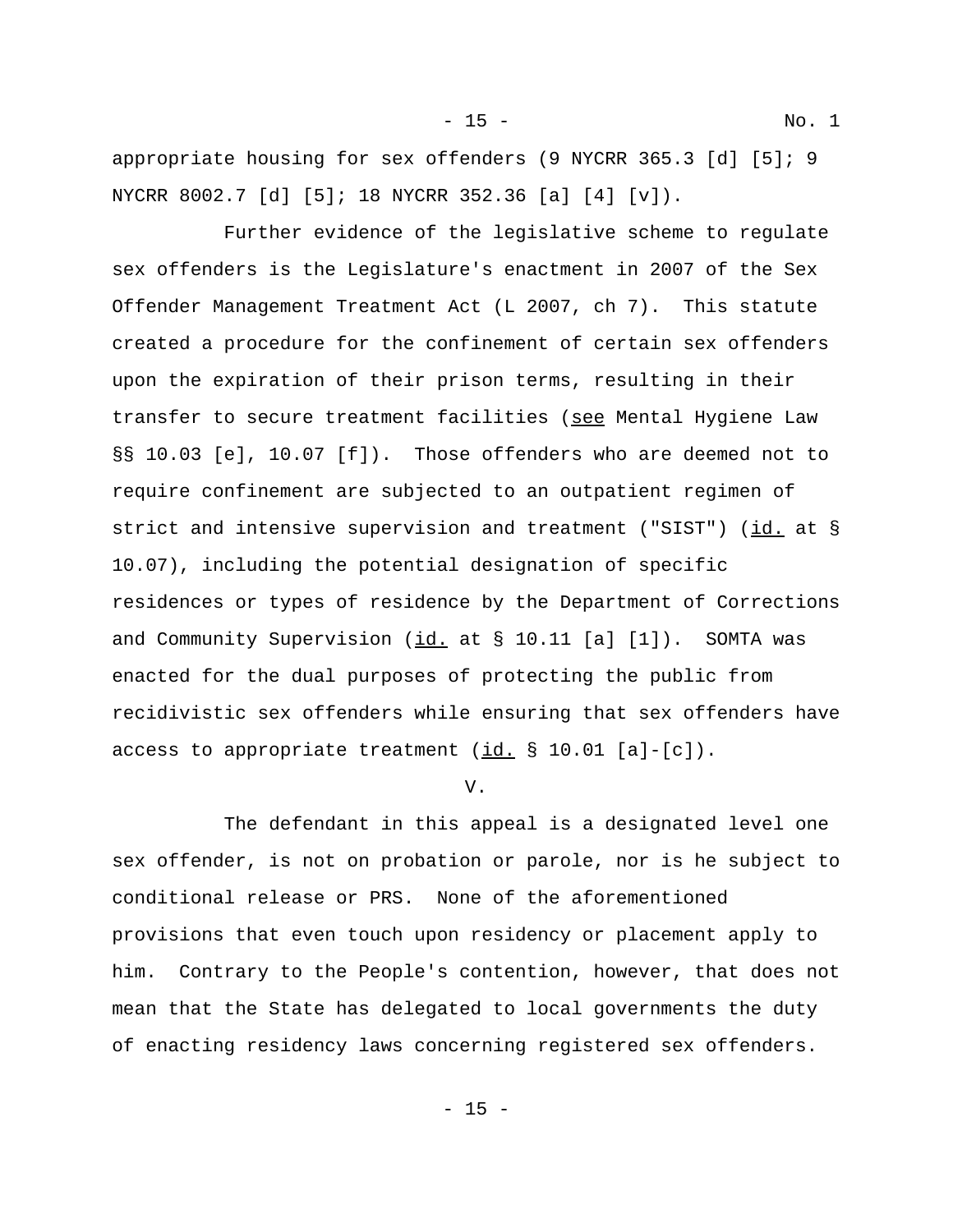appropriate housing for sex offenders (9 NYCRR 365.3 [d] [5]; 9 NYCRR 8002.7 [d] [5]; 18 NYCRR 352.36 [a] [4] [v]).

Further evidence of the legislative scheme to regulate sex offenders is the Legislature's enactment in 2007 of the Sex Offender Management Treatment Act (L 2007, ch 7). This statute created a procedure for the confinement of certain sex offenders upon the expiration of their prison terms, resulting in their transfer to secure treatment facilities (see Mental Hygiene Law §§ 10.03 [e], 10.07 [f]). Those offenders who are deemed not to require confinement are subjected to an outpatient regimen of strict and intensive supervision and treatment ("SIST") (id. at § 10.07), including the potential designation of specific residences or types of residence by the Department of Corrections and Community Supervision (id. at § 10.11 [a] [1]). SOMTA was enacted for the dual purposes of protecting the public from recidivistic sex offenders while ensuring that sex offenders have access to appropriate treatment (id. § 10.01 [a]-[c]).

V.

The defendant in this appeal is a designated level one sex offender, is not on probation or parole, nor is he subject to conditional release or PRS. None of the aforementioned provisions that even touch upon residency or placement apply to him. Contrary to the People's contention, however, that does not mean that the State has delegated to local governments the duty of enacting residency laws concerning registered sex offenders.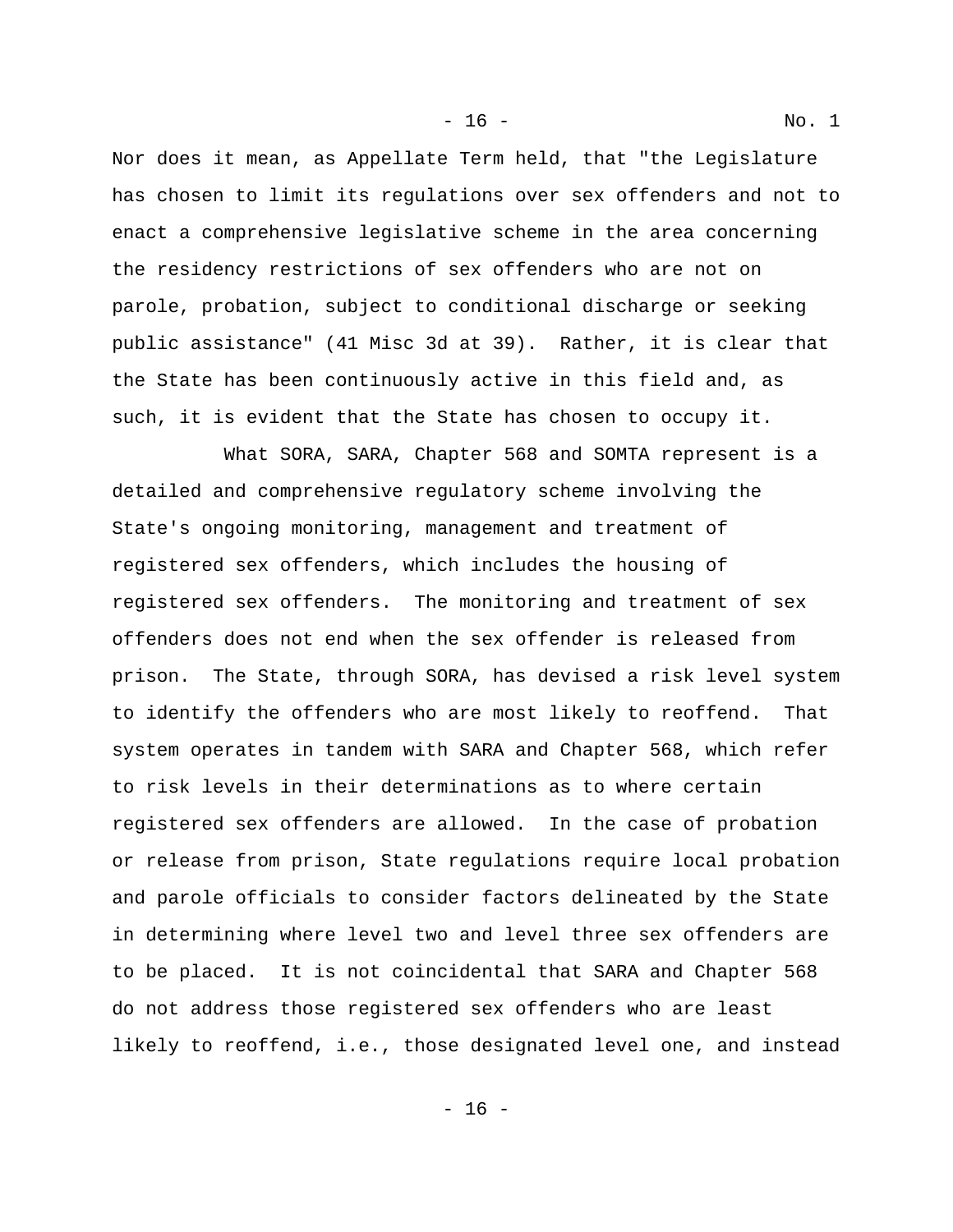Nor does it mean, as Appellate Term held, that "the Legislature has chosen to limit its regulations over sex offenders and not to enact a comprehensive legislative scheme in the area concerning the residency restrictions of sex offenders who are not on parole, probation, subject to conditional discharge or seeking public assistance" (41 Misc 3d at 39). Rather, it is clear that the State has been continuously active in this field and, as such, it is evident that the State has chosen to occupy it.

What SORA, SARA, Chapter 568 and SOMTA represent is a detailed and comprehensive regulatory scheme involving the State's ongoing monitoring, management and treatment of registered sex offenders, which includes the housing of registered sex offenders. The monitoring and treatment of sex offenders does not end when the sex offender is released from prison. The State, through SORA, has devised a risk level system to identify the offenders who are most likely to reoffend. That system operates in tandem with SARA and Chapter 568, which refer to risk levels in their determinations as to where certain registered sex offenders are allowed. In the case of probation or release from prison, State regulations require local probation and parole officials to consider factors delineated by the State in determining where level two and level three sex offenders are to be placed. It is not coincidental that SARA and Chapter 568 do not address those registered sex offenders who are least likely to reoffend, i.e., those designated level one, and instead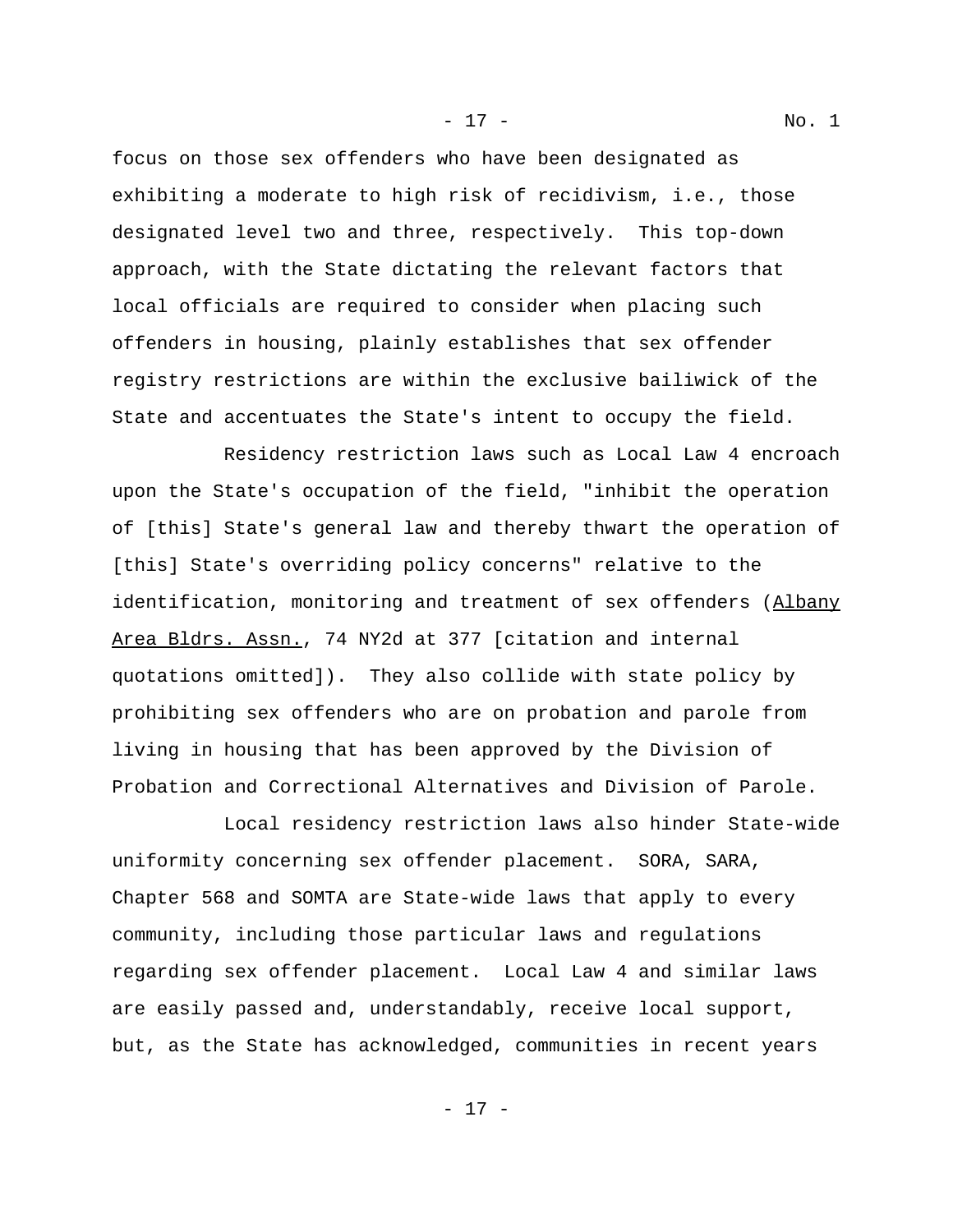focus on those sex offenders who have been designated as exhibiting a moderate to high risk of recidivism, i.e., those designated level two and three, respectively. This top-down approach, with the State dictating the relevant factors that local officials are required to consider when placing such offenders in housing, plainly establishes that sex offender registry restrictions are within the exclusive bailiwick of the State and accentuates the State's intent to occupy the field.

Residency restriction laws such as Local Law 4 encroach upon the State's occupation of the field, "inhibit the operation of [this] State's general law and thereby thwart the operation of [this] State's overriding policy concerns" relative to the identification, monitoring and treatment of sex offenders (Albany Area Bldrs. Assn., 74 NY2d at 377 [citation and internal quotations omitted]). They also collide with state policy by prohibiting sex offenders who are on probation and parole from living in housing that has been approved by the Division of Probation and Correctional Alternatives and Division of Parole.

Local residency restriction laws also hinder State-wide uniformity concerning sex offender placement. SORA, SARA, Chapter 568 and SOMTA are State-wide laws that apply to every community, including those particular laws and regulations regarding sex offender placement. Local Law 4 and similar laws are easily passed and, understandably, receive local support, but, as the State has acknowledged, communities in recent years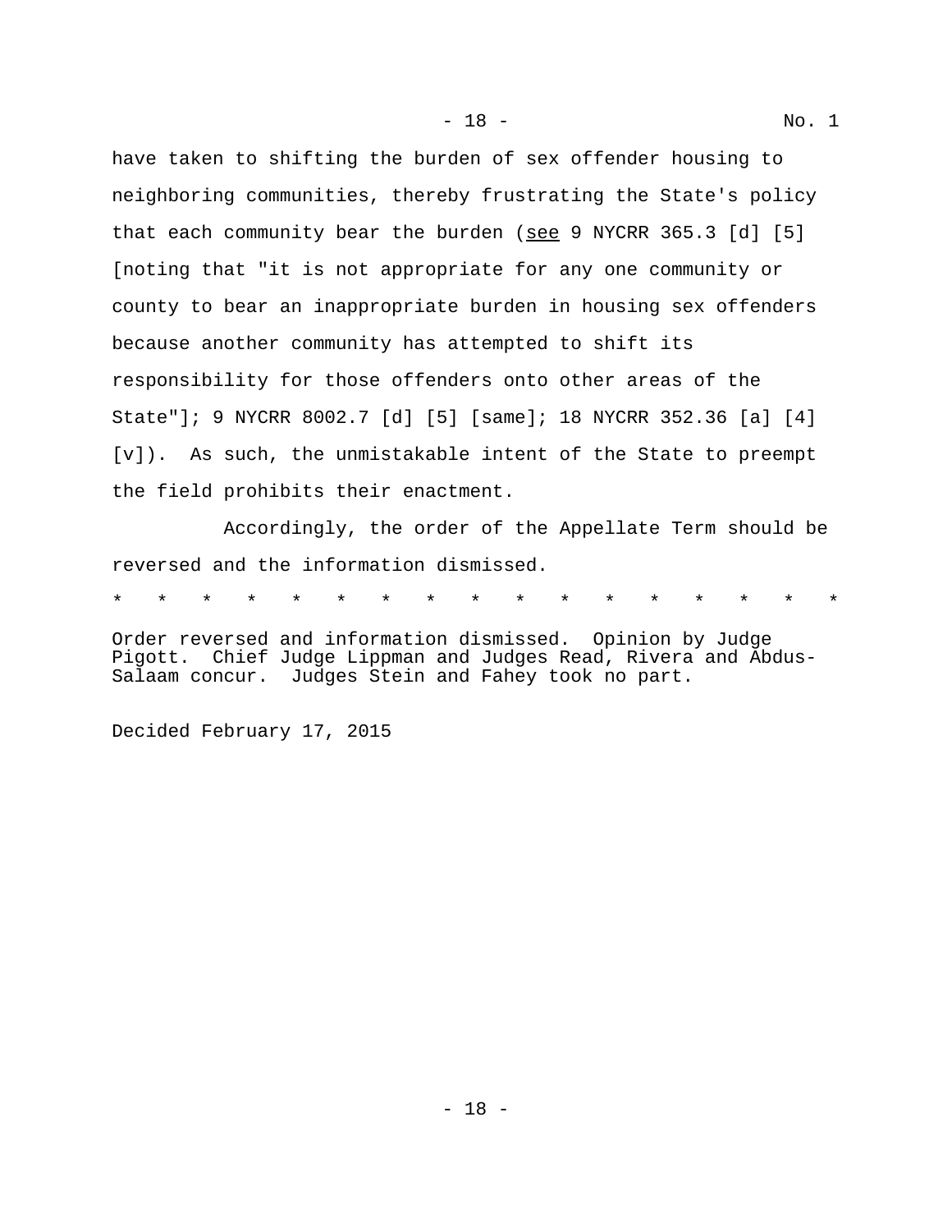have taken to shifting the burden of sex offender housing to neighboring communities, thereby frustrating the State's policy that each community bear the burden (see 9 NYCRR 365.3 [d] [5] [noting that "it is not appropriate for any one community or county to bear an inappropriate burden in housing sex offenders because another community has attempted to shift its responsibility for those offenders onto other areas of the State"]; 9 NYCRR 8002.7 [d] [5] [same]; 18 NYCRR 352.36 [a] [4] [v]). As such, the unmistakable intent of the State to preempt the field prohibits their enactment.

Accordingly, the order of the Appellate Term should be reversed and the information dismissed.

\* \* \* \* \* \* \* \* \* \* \* \* \* \* \* \* \*

Order reversed and information dismissed. Opinion by Judge Pigott. Chief Judge Lippman and Judges Read, Rivera and Abdus-Salaam concur. Judges Stein and Fahey took no part.

Decided February 17, 2015